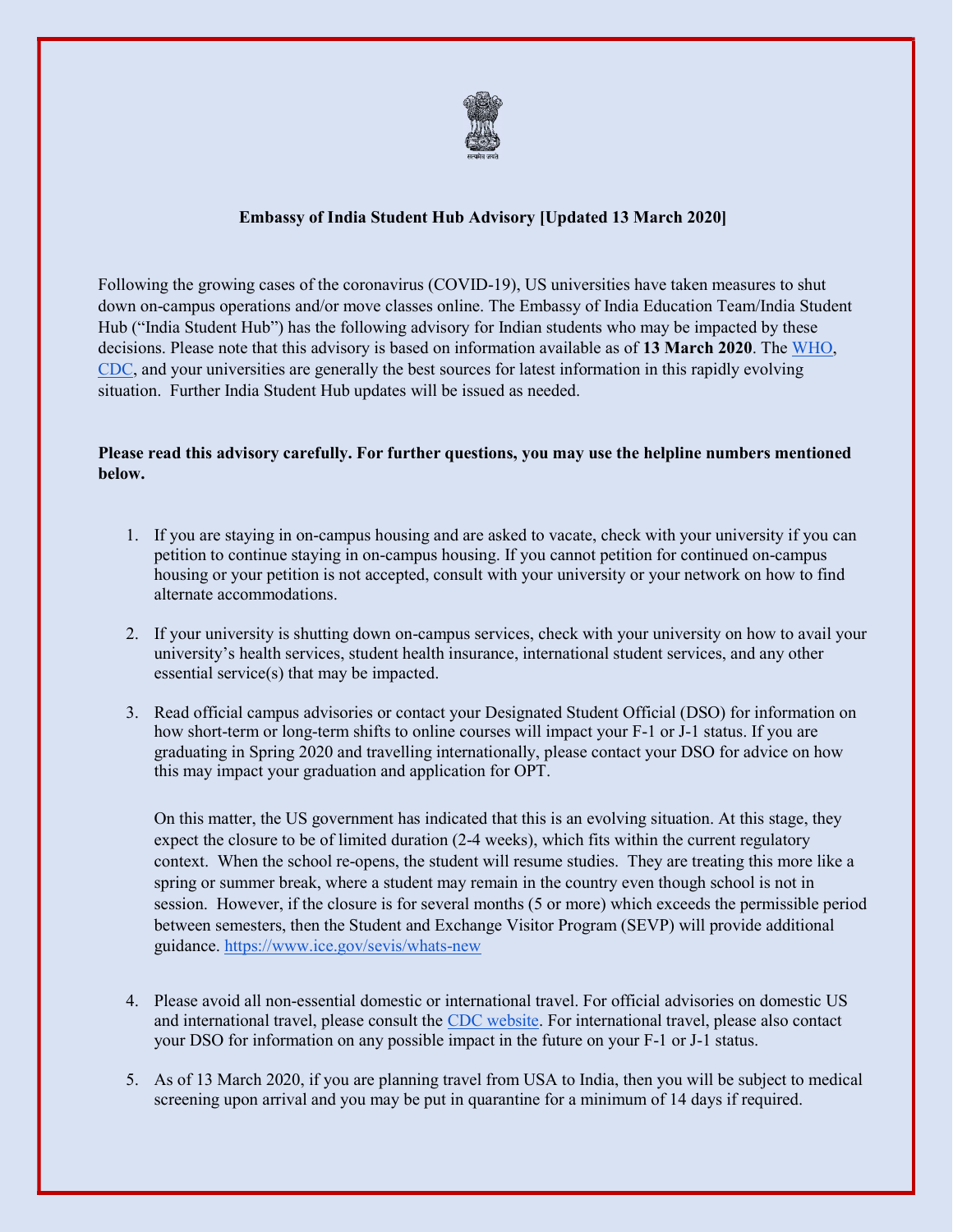**Embassy of India Student Hub Advisory [Updated 13 March 2020]**

Following the growing cases of the coronavirus (COVID-19), US universities have taken measures to shut down on-campus operations and/or move classes online. The Embassy of India Education Team/India Student Hub ("India Student Hub") has the following advisory for Indian students who may be impacted by these decisions. Please note that this advisory is based on information available as of **13 March 2020**. The WHO, CDC, and your universities are generally the best sources for latest information in this rapidly evolving situation. Further India Student Hub updates will be issued as needed.

**Please read this advisory carefully. For further questions, you may use the helpline numbers mentioned below.**

1. If you are staying in on-campus housing and are asked to vacate, check with your university if you can petition to continue staying in on-campus housing. If you cannot petition for continued on-campus housing or your petition is not accepted, consult with your university or your network on how to find alternate accommodations.

2. If your university is shutting down on-campus services, check with your university on how to avail your university's health services, student health insurance, international student services, and any other essential service(s) that may be impacted.

3. Read official campus advisories or contact your Designated Student Official (DSO) for information on how short-term or long-term shifts to online courses will impact your F-1 or J-1 status. If you are graduating in Spring 2020 and travelling internationally, please contact your DSO for advice on how this may impact your graduation and application for OPT.

   On this matter, the US government has indicated that this is an evolving situation. At this stage, they expect the closure to be of limited duration (2-4 weeks), which fits within the current regulatory context. When the school re-opens, the student will resume studies. They are treating this more like a spring or summer break, where a student may remain in the country even though school is not in session. However, if the closure is for several months (5 or more) which exceeds the permissible period between semesters, then the Student and Exchange Visitor Program (SEVP) will provide additional guidance. https://www.ice.gov/sevis/whats-new

4. Please avoid all non-essential domestic or international travel. For official advisories on domestic US and international travel, please consult the CDC website. For international travel, please also contact your DSO for information on any possible impact in the future on your F-1 or J-1 status.

5. As of 13 March 2020, if you are planning travel from USA to India, then you will be subject to medical screening upon arrival and you may be put in quarantine for a minimum of 14 days if required.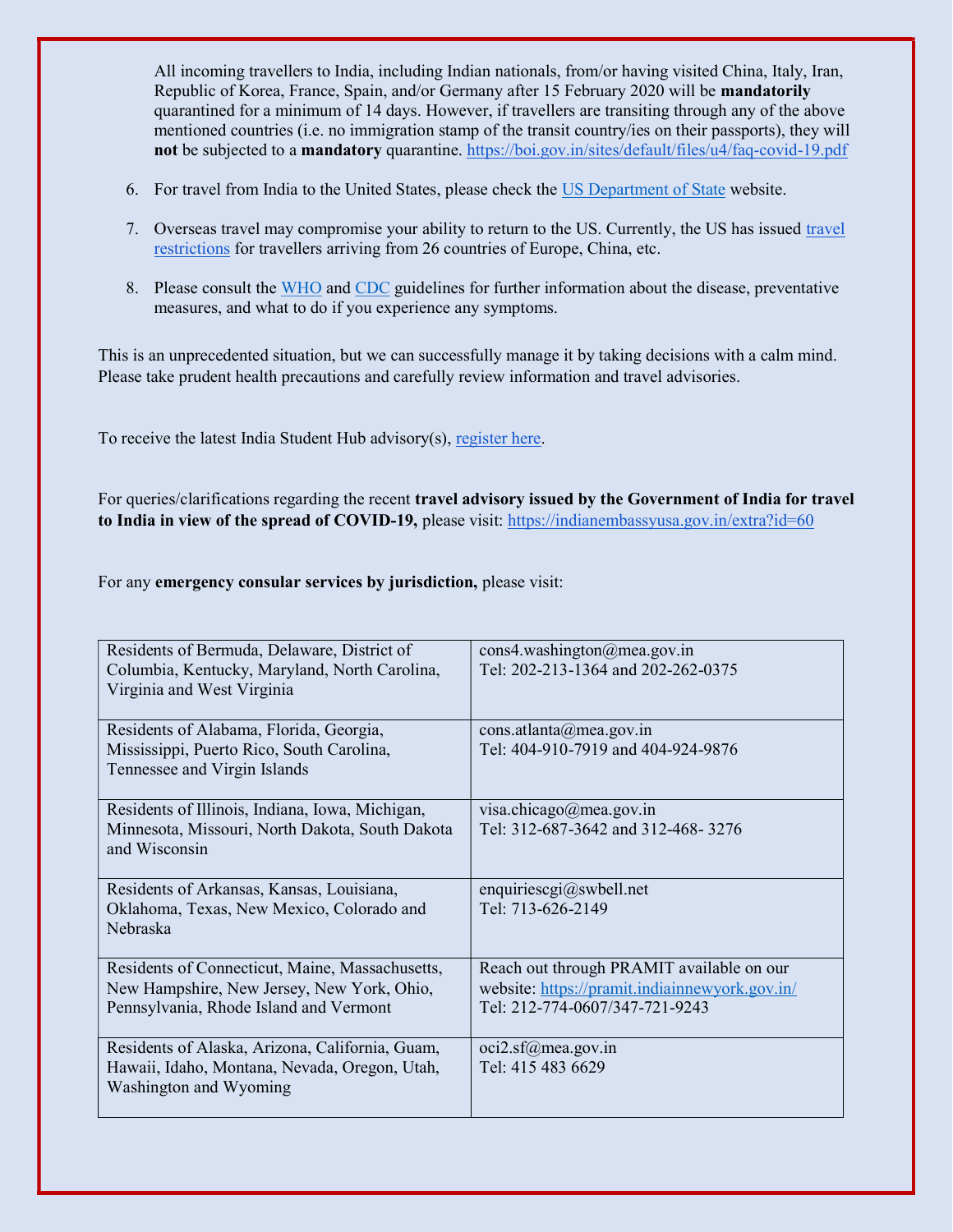All incoming travellers to India, including Indian nationals, from/or having visited China, Italy, Iran, Republic of Korea, France, Spain, and/or Germany after 15 February 2020 will be **mandatorily** quarantined for a minimum of 14 days. However, if travellers are transiting through any of the above mentioned countries (i.e. no immigration stamp of the transit country/ies on their passports), they will **not** be subjected to a **mandatory** quarantine. https://boi.gov.in/sites/default/files/u4/faq-covid-19.pdf

6. For travel from India to the United States, please check the US Department of State website.

7. Overseas travel may compromise your ability to return to the US. Currently, the US has issued travel restrictions for travellers arriving from 26 countries of Europe, China, etc.

8. Please consult the WHO and CDC guidelines for further information about the disease, preventative measures, and what to do if you experience any symptoms.

This is an unprecedented situation, but we can successfully manage it by taking decisions with a calm mind. Please take prudent health precautions and carefully review information and travel advisories.

To receive the latest India Student Hub advisory(s), register here.

For queries/clarifications regarding the recent **travel advisory issued by the Government of India for travel to India in view of the spread of COVID-19,** please visit: https://indianembassyusa.gov.in/extra?id=60

For any **emergency consular services by jurisdiction,** please visit:

| | |
|---|---|
| Residents of Bermuda, Delaware, District of Columbia, Kentucky, Maryland, North Carolina, Virginia and West Virginia | cons4.washington@mea.gov.in<br>Tel: 202-213-1364 and 202-262-0375 |
| Residents of Alabama, Florida, Georgia, Mississippi, Puerto Rico, South Carolina, Tennessee and Virgin Islands | cons.atlanta@mea.gov.in<br>Tel: 404-910-7919 and 404-924-9876 |
| Residents of Illinois, Indiana, Iowa, Michigan, Minnesota, Missouri, North Dakota, South Dakota and Wisconsin | visa.chicago@mea.gov.in<br>Tel: 312-687-3642 and 312-468- 3276 |
| Residents of Arkansas, Kansas, Louisiana, Oklahoma, Texas, New Mexico, Colorado and Nebraska | enquiriescgi@swbell.net<br>Tel: 713-626-2149 |
| Residents of Connecticut, Maine, Massachusetts, New Hampshire, New Jersey, New York, Ohio, Pennsylvania, Rhode Island and Vermont | Reach out through PRAMIT available on our website: https://pramit.indiainnewyork.gov.in/<br>Tel: 212-774-0607/347-721-9243 |
| Residents of Alaska, Arizona, California, Guam, Hawaii, Idaho, Montana, Nevada, Oregon, Utah, Washington and Wyoming | oci2.sf@mea.gov.in<br>Tel: 415 483 6629 |